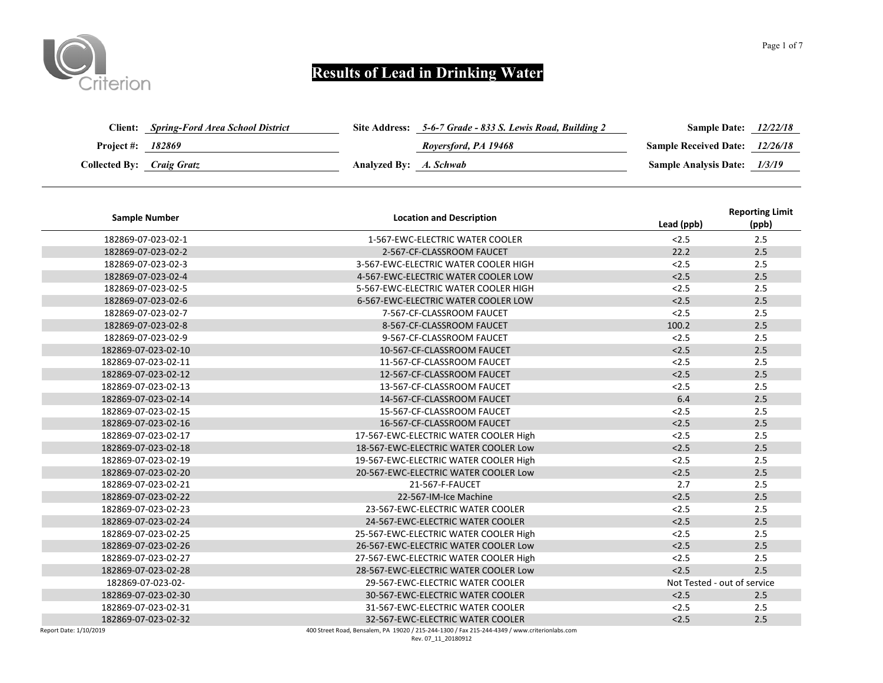Criterion

# Results of Lead in Drinking Water

**Client:** *Spring-Ford Area School District*
**Project #:** *182869*
**Collected By:** *Craig Gratz*

**Site Address:** *5-6-7 Grade - 833 S. Lewis Road, Building 2*
*Royersford, PA 19468*
**Analyzed By:** *A. Schwab*

**Sample Date:** *12/22/18*
**Sample Received Date:** *12/26/18*
**Sample Analysis Date:** *1/3/19*

| Sample Number | Location and Description | Lead (ppb) | Reporting Limit (ppb) |
|---|---|---|---|
| 182869-07-023-02-1 | 1-567-EWC-ELECTRIC WATER COOLER | <2.5 | 2.5 |
| 182869-07-023-02-2 | 2-567-CF-CLASSROOM FAUCET | 22.2 | 2.5 |
| 182869-07-023-02-3 | 3-567-EWC-ELECTRIC WATER COOLER HIGH | <2.5 | 2.5 |
| 182869-07-023-02-4 | 4-567-EWC-ELECTRIC WATER COOLER LOW | <2.5 | 2.5 |
| 182869-07-023-02-5 | 5-567-EWC-ELECTRIC WATER COOLER HIGH | <2.5 | 2.5 |
| 182869-07-023-02-6 | 6-567-EWC-ELECTRIC WATER COOLER LOW | <2.5 | 2.5 |
| 182869-07-023-02-7 | 7-567-CF-CLASSROOM FAUCET | <2.5 | 2.5 |
| 182869-07-023-02-8 | 8-567-CF-CLASSROOM FAUCET | 100.2 | 2.5 |
| 182869-07-023-02-9 | 9-567-CF-CLASSROOM FAUCET | <2.5 | 2.5 |
| 182869-07-023-02-10 | 10-567-CF-CLASSROOM FAUCET | <2.5 | 2.5 |
| 182869-07-023-02-11 | 11-567-CF-CLASSROOM FAUCET | <2.5 | 2.5 |
| 182869-07-023-02-12 | 12-567-CF-CLASSROOM FAUCET | <2.5 | 2.5 |
| 182869-07-023-02-13 | 13-567-CF-CLASSROOM FAUCET | <2.5 | 2.5 |
| 182869-07-023-02-14 | 14-567-CF-CLASSROOM FAUCET | 6.4 | 2.5 |
| 182869-07-023-02-15 | 15-567-CF-CLASSROOM FAUCET | <2.5 | 2.5 |
| 182869-07-023-02-16 | 16-567-CF-CLASSROOM FAUCET | <2.5 | 2.5 |
| 182869-07-023-02-17 | 17-567-EWC-ELECTRIC WATER COOLER High | <2.5 | 2.5 |
| 182869-07-023-02-18 | 18-567-EWC-ELECTRIC WATER COOLER Low | <2.5 | 2.5 |
| 182869-07-023-02-19 | 19-567-EWC-ELECTRIC WATER COOLER High | <2.5 | 2.5 |
| 182869-07-023-02-20 | 20-567-EWC-ELECTRIC WATER COOLER Low | <2.5 | 2.5 |
| 182869-07-023-02-21 | 21-567-F-FAUCET | 2.7 | 2.5 |
| 182869-07-023-02-22 | 22-567-IM-Ice Machine | <2.5 | 2.5 |
| 182869-07-023-02-23 | 23-567-EWC-ELECTRIC WATER COOLER | <2.5 | 2.5 |
| 182869-07-023-02-24 | 24-567-EWC-ELECTRIC WATER COOLER | <2.5 | 2.5 |
| 182869-07-023-02-25 | 25-567-EWC-ELECTRIC WATER COOLER High | <2.5 | 2.5 |
| 182869-07-023-02-26 | 26-567-EWC-ELECTRIC WATER COOLER Low | <2.5 | 2.5 |
| 182869-07-023-02-27 | 27-567-EWC-ELECTRIC WATER COOLER High | <2.5 | 2.5 |
| 182869-07-023-02-28 | 28-567-EWC-ELECTRIC WATER COOLER Low | <2.5 | 2.5 |
| 182869-07-023-02- | 29-567-EWC-ELECTRIC WATER COOLER | Not Tested - out of service | |
| 182869-07-023-02-30 | 30-567-EWC-ELECTRIC WATER COOLER | <2.5 | 2.5 |
| 182869-07-023-02-31 | 31-567-EWC-ELECTRIC WATER COOLER | <2.5 | 2.5 |
| 182869-07-023-02-32 | 32-567-EWC-ELECTRIC WATER COOLER | <2.5 | 2.5 |

Report Date: 1/10/2019

400 Street Road, Bensalem, PA 19020 / 215-244-1300 / Fax 215-244-4349 / www.criterionlabs.com
Rev. 07_11_20180912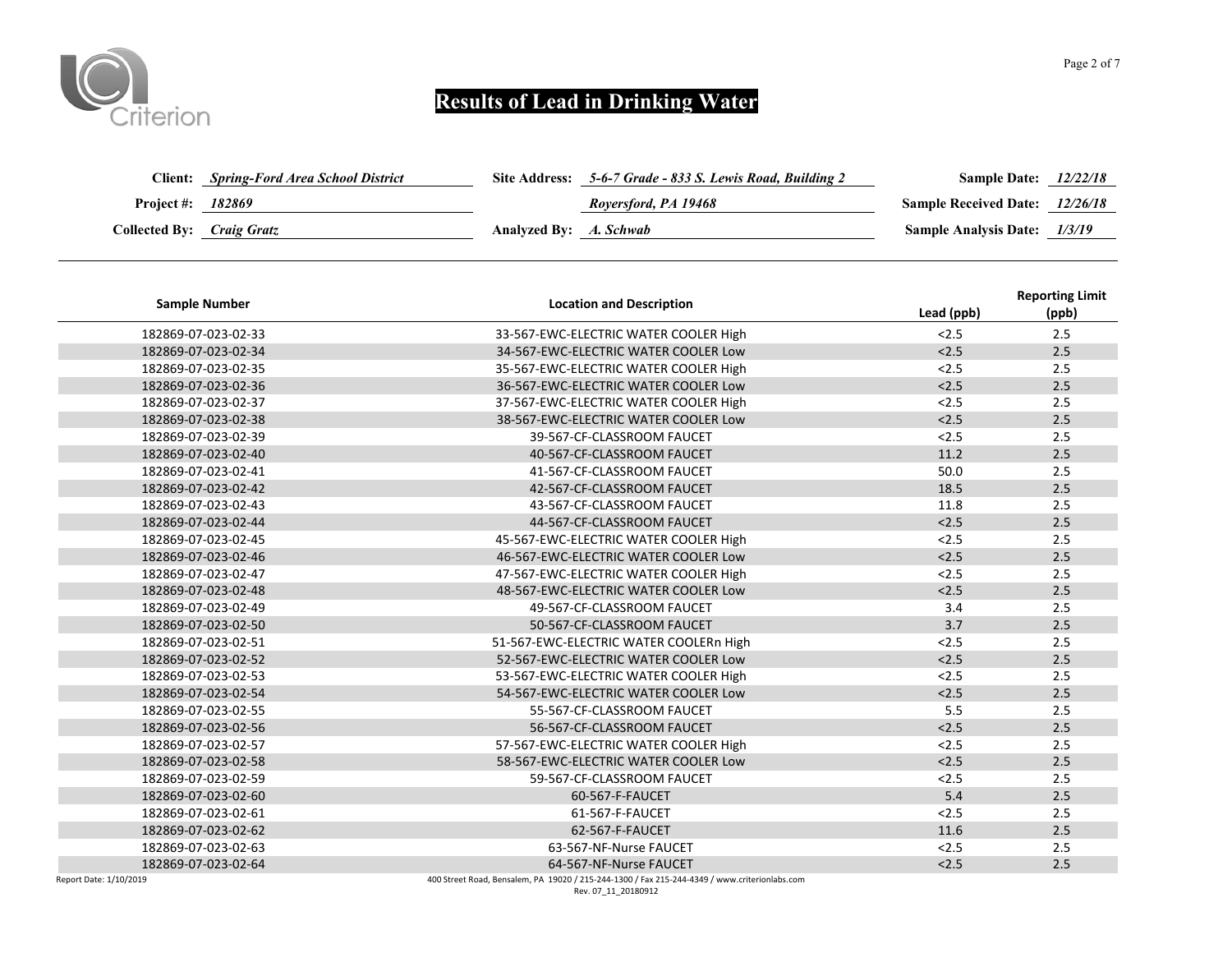Criterion

# Results of Lead in Drinking Water

**Client:** *Spring-Ford Area School District*
**Project #:** *182869*
**Collected By:** *Craig Gratz*

**Site Address:** *5-6-7 Grade - 833 S. Lewis Road, Building 2*
*Royersford, PA 19468*
**Analyzed By:** *A. Schwab*

**Sample Date:** *12/22/18*
**Sample Received Date:** *12/26/18*
**Sample Analysis Date:** *1/3/19*

| Sample Number | Location and Description | Lead (ppb) | Reporting Limit (ppb) |
|---|---|---|---|
| 182869-07-023-02-33 | 33-567-EWC-ELECTRIC WATER COOLER High | <2.5 | 2.5 |
| 182869-07-023-02-34 | 34-567-EWC-ELECTRIC WATER COOLER Low | <2.5 | 2.5 |
| 182869-07-023-02-35 | 35-567-EWC-ELECTRIC WATER COOLER High | <2.5 | 2.5 |
| 182869-07-023-02-36 | 36-567-EWC-ELECTRIC WATER COOLER Low | <2.5 | 2.5 |
| 182869-07-023-02-37 | 37-567-EWC-ELECTRIC WATER COOLER High | <2.5 | 2.5 |
| 182869-07-023-02-38 | 38-567-EWC-ELECTRIC WATER COOLER Low | <2.5 | 2.5 |
| 182869-07-023-02-39 | 39-567-CF-CLASSROOM FAUCET | <2.5 | 2.5 |
| 182869-07-023-02-40 | 40-567-CF-CLASSROOM FAUCET | 11.2 | 2.5 |
| 182869-07-023-02-41 | 41-567-CF-CLASSROOM FAUCET | 50.0 | 2.5 |
| 182869-07-023-02-42 | 42-567-CF-CLASSROOM FAUCET | 18.5 | 2.5 |
| 182869-07-023-02-43 | 43-567-CF-CLASSROOM FAUCET | 11.8 | 2.5 |
| 182869-07-023-02-44 | 44-567-CF-CLASSROOM FAUCET | <2.5 | 2.5 |
| 182869-07-023-02-45 | 45-567-EWC-ELECTRIC WATER COOLER High | <2.5 | 2.5 |
| 182869-07-023-02-46 | 46-567-EWC-ELECTRIC WATER COOLER Low | <2.5 | 2.5 |
| 182869-07-023-02-47 | 47-567-EWC-ELECTRIC WATER COOLER High | <2.5 | 2.5 |
| 182869-07-023-02-48 | 48-567-EWC-ELECTRIC WATER COOLER Low | <2.5 | 2.5 |
| 182869-07-023-02-49 | 49-567-CF-CLASSROOM FAUCET | 3.4 | 2.5 |
| 182869-07-023-02-50 | 50-567-CF-CLASSROOM FAUCET | 3.7 | 2.5 |
| 182869-07-023-02-51 | 51-567-EWC-ELECTRIC WATER COOLERn High | <2.5 | 2.5 |
| 182869-07-023-02-52 | 52-567-EWC-ELECTRIC WATER COOLER Low | <2.5 | 2.5 |
| 182869-07-023-02-53 | 53-567-EWC-ELECTRIC WATER COOLER High | <2.5 | 2.5 |
| 182869-07-023-02-54 | 54-567-EWC-ELECTRIC WATER COOLER Low | <2.5 | 2.5 |
| 182869-07-023-02-55 | 55-567-CF-CLASSROOM FAUCET | 5.5 | 2.5 |
| 182869-07-023-02-56 | 56-567-CF-CLASSROOM FAUCET | <2.5 | 2.5 |
| 182869-07-023-02-57 | 57-567-EWC-ELECTRIC WATER COOLER High | <2.5 | 2.5 |
| 182869-07-023-02-58 | 58-567-EWC-ELECTRIC WATER COOLER Low | <2.5 | 2.5 |
| 182869-07-023-02-59 | 59-567-CF-CLASSROOM FAUCET | <2.5 | 2.5 |
| 182869-07-023-02-60 | 60-567-F-FAUCET | 5.4 | 2.5 |
| 182869-07-023-02-61 | 61-567-F-FAUCET | <2.5 | 2.5 |
| 182869-07-023-02-62 | 62-567-F-FAUCET | 11.6 | 2.5 |
| 182869-07-023-02-63 | 63-567-NF-Nurse FAUCET | <2.5 | 2.5 |
| 182869-07-023-02-64 | 64-567-NF-Nurse FAUCET | <2.5 | 2.5 |

Report Date: 1/10/2019

400 Street Road, Bensalem, PA 19020 / 215-244-1300 / Fax 215-244-4349 / www.criterionlabs.com
Rev. 07_11_20180912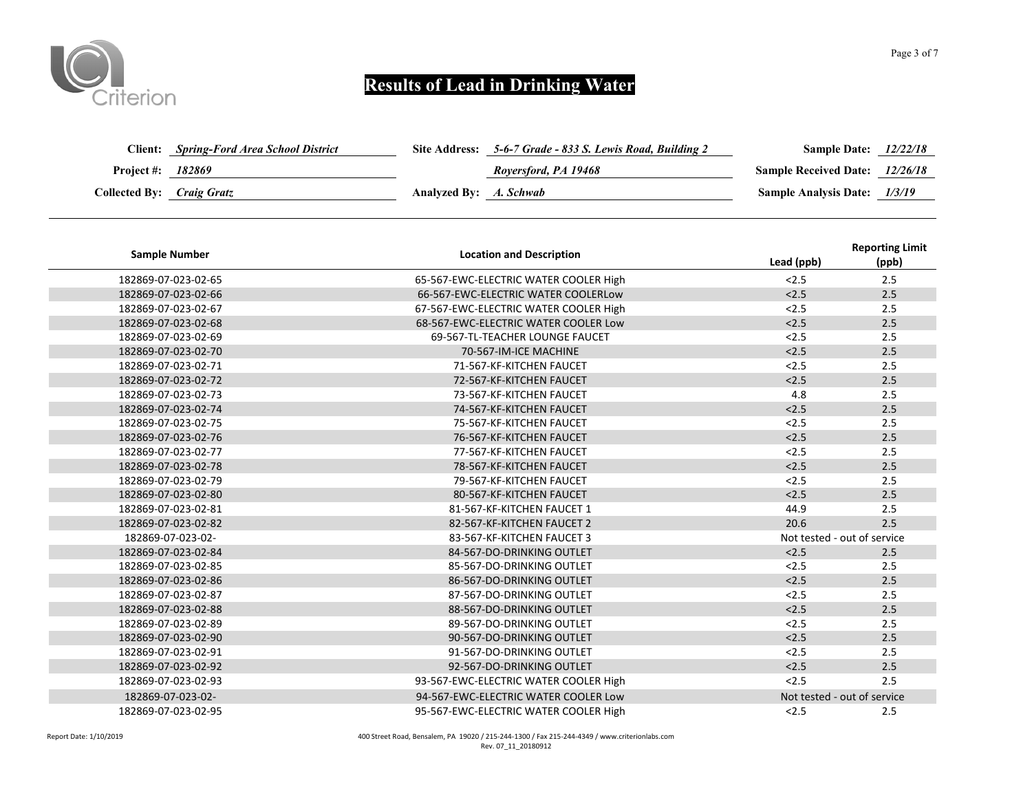# Results of Lead in Drinking Water

**Client:** *Spring-Ford Area School District*
**Project #:** *182869*
**Collected By:** *Craig Gratz*

**Site Address:** *5-6-7 Grade - 833 S. Lewis Road, Building 2*
*Royersford, PA 19468*
**Analyzed By:** *A. Schwab*

**Sample Date:** *12/22/18*
**Sample Received Date:** *12/26/18*
**Sample Analysis Date:** *1/3/19*

| Sample Number | Location and Description | Lead (ppb) | Reporting Limit (ppb) |
|---|---|---|---|
| 182869-07-023-02-65 | 65-567-EWC-ELECTRIC WATER COOLER High | <2.5 | 2.5 |
| 182869-07-023-02-66 | 66-567-EWC-ELECTRIC WATER COOLERLow | <2.5 | 2.5 |
| 182869-07-023-02-67 | 67-567-EWC-ELECTRIC WATER COOLER High | <2.5 | 2.5 |
| 182869-07-023-02-68 | 68-567-EWC-ELECTRIC WATER COOLER Low | <2.5 | 2.5 |
| 182869-07-023-02-69 | 69-567-TL-TEACHER LOUNGE FAUCET | <2.5 | 2.5 |
| 182869-07-023-02-70 | 70-567-IM-ICE MACHINE | <2.5 | 2.5 |
| 182869-07-023-02-71 | 71-567-KF-KITCHEN FAUCET | <2.5 | 2.5 |
| 182869-07-023-02-72 | 72-567-KF-KITCHEN FAUCET | <2.5 | 2.5 |
| 182869-07-023-02-73 | 73-567-KF-KITCHEN FAUCET | 4.8 | 2.5 |
| 182869-07-023-02-74 | 74-567-KF-KITCHEN FAUCET | <2.5 | 2.5 |
| 182869-07-023-02-75 | 75-567-KF-KITCHEN FAUCET | <2.5 | 2.5 |
| 182869-07-023-02-76 | 76-567-KF-KITCHEN FAUCET | <2.5 | 2.5 |
| 182869-07-023-02-77 | 77-567-KF-KITCHEN FAUCET | <2.5 | 2.5 |
| 182869-07-023-02-78 | 78-567-KF-KITCHEN FAUCET | <2.5 | 2.5 |
| 182869-07-023-02-79 | 79-567-KF-KITCHEN FAUCET | <2.5 | 2.5 |
| 182869-07-023-02-80 | 80-567-KF-KITCHEN FAUCET | <2.5 | 2.5 |
| 182869-07-023-02-81 | 81-567-KF-KITCHEN FAUCET 1 | 44.9 | 2.5 |
| 182869-07-023-02-82 | 82-567-KF-KITCHEN FAUCET 2 | 20.6 | 2.5 |
| 182869-07-023-02- | 83-567-KF-KITCHEN FAUCET 3 | Not tested - out of service | |
| 182869-07-023-02-84 | 84-567-DO-DRINKING OUTLET | <2.5 | 2.5 |
| 182869-07-023-02-85 | 85-567-DO-DRINKING OUTLET | <2.5 | 2.5 |
| 182869-07-023-02-86 | 86-567-DO-DRINKING OUTLET | <2.5 | 2.5 |
| 182869-07-023-02-87 | 87-567-DO-DRINKING OUTLET | <2.5 | 2.5 |
| 182869-07-023-02-88 | 88-567-DO-DRINKING OUTLET | <2.5 | 2.5 |
| 182869-07-023-02-89 | 89-567-DO-DRINKING OUTLET | <2.5 | 2.5 |
| 182869-07-023-02-90 | 90-567-DO-DRINKING OUTLET | <2.5 | 2.5 |
| 182869-07-023-02-91 | 91-567-DO-DRINKING OUTLET | <2.5 | 2.5 |
| 182869-07-023-02-92 | 92-567-DO-DRINKING OUTLET | <2.5 | 2.5 |
| 182869-07-023-02-93 | 93-567-EWC-ELECTRIC WATER COOLER High | <2.5 | 2.5 |
| 182869-07-023-02- | 94-567-EWC-ELECTRIC WATER COOLER Low | Not tested - out of service | |
| 182869-07-023-02-95 | 95-567-EWC-ELECTRIC WATER COOLER High | <2.5 | 2.5 |

Report Date: 1/10/2019

400 Street Road, Bensalem, PA 19020 / 215-244-1300 / Fax 215-244-4349 / www.criterionlabs.com
Rev. 07_11_20180912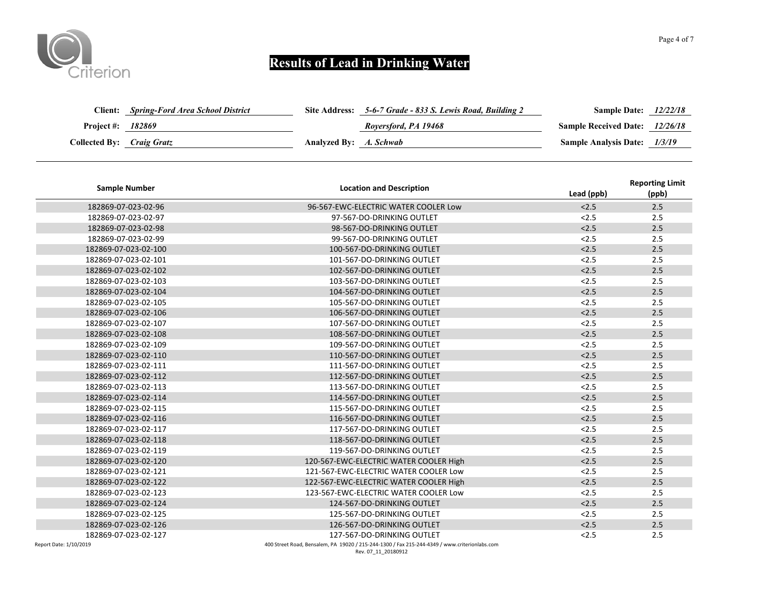# Results of Lead in Drinking Water

**Client:** *Spring-Ford Area School District*
**Project #:** *182869*
**Collected By:** *Craig Gratz*

**Site Address:** *5-6-7 Grade - 833 S. Lewis Road, Building 2*
*Royersford, PA 19468*
**Analyzed By:** *A. Schwab*

**Sample Date:** *12/22/18*
**Sample Received Date:** *12/26/18*
**Sample Analysis Date:** *1/3/19*

| Sample Number | Location and Description | Lead (ppb) | Reporting Limit (ppb) |
|---|---|---|---|
| 182869-07-023-02-96 | 96-567-EWC-ELECTRIC WATER COOLER Low | <2.5 | 2.5 |
| 182869-07-023-02-97 | 97-567-DO-DRINKING OUTLET | <2.5 | 2.5 |
| 182869-07-023-02-98 | 98-567-DO-DRINKING OUTLET | <2.5 | 2.5 |
| 182869-07-023-02-99 | 99-567-DO-DRINKING OUTLET | <2.5 | 2.5 |
| 182869-07-023-02-100 | 100-567-DO-DRINKING OUTLET | <2.5 | 2.5 |
| 182869-07-023-02-101 | 101-567-DO-DRINKING OUTLET | <2.5 | 2.5 |
| 182869-07-023-02-102 | 102-567-DO-DRINKING OUTLET | <2.5 | 2.5 |
| 182869-07-023-02-103 | 103-567-DO-DRINKING OUTLET | <2.5 | 2.5 |
| 182869-07-023-02-104 | 104-567-DO-DRINKING OUTLET | <2.5 | 2.5 |
| 182869-07-023-02-105 | 105-567-DO-DRINKING OUTLET | <2.5 | 2.5 |
| 182869-07-023-02-106 | 106-567-DO-DRINKING OUTLET | <2.5 | 2.5 |
| 182869-07-023-02-107 | 107-567-DO-DRINKING OUTLET | <2.5 | 2.5 |
| 182869-07-023-02-108 | 108-567-DO-DRINKING OUTLET | <2.5 | 2.5 |
| 182869-07-023-02-109 | 109-567-DO-DRINKING OUTLET | <2.5 | 2.5 |
| 182869-07-023-02-110 | 110-567-DO-DRINKING OUTLET | <2.5 | 2.5 |
| 182869-07-023-02-111 | 111-567-DO-DRINKING OUTLET | <2.5 | 2.5 |
| 182869-07-023-02-112 | 112-567-DO-DRINKING OUTLET | <2.5 | 2.5 |
| 182869-07-023-02-113 | 113-567-DO-DRINKING OUTLET | <2.5 | 2.5 |
| 182869-07-023-02-114 | 114-567-DO-DRINKING OUTLET | <2.5 | 2.5 |
| 182869-07-023-02-115 | 115-567-DO-DRINKING OUTLET | <2.5 | 2.5 |
| 182869-07-023-02-116 | 116-567-DO-DRINKING OUTLET | <2.5 | 2.5 |
| 182869-07-023-02-117 | 117-567-DO-DRINKING OUTLET | <2.5 | 2.5 |
| 182869-07-023-02-118 | 118-567-DO-DRINKING OUTLET | <2.5 | 2.5 |
| 182869-07-023-02-119 | 119-567-DO-DRINKING OUTLET | <2.5 | 2.5 |
| 182869-07-023-02-120 | 120-567-EWC-ELECTRIC WATER COOLER High | <2.5 | 2.5 |
| 182869-07-023-02-121 | 121-567-EWC-ELECTRIC WATER COOLER Low | <2.5 | 2.5 |
| 182869-07-023-02-122 | 122-567-EWC-ELECTRIC WATER COOLER High | <2.5 | 2.5 |
| 182869-07-023-02-123 | 123-567-EWC-ELECTRIC WATER COOLER Low | <2.5 | 2.5 |
| 182869-07-023-02-124 | 124-567-DO-DRINKING OUTLET | <2.5 | 2.5 |
| 182869-07-023-02-125 | 125-567-DO-DRINKING OUTLET | <2.5 | 2.5 |
| 182869-07-023-02-126 | 126-567-DO-DRINKING OUTLET | <2.5 | 2.5 |
| 182869-07-023-02-127 | 127-567-DO-DRINKING OUTLET | <2.5 | 2.5 |

Report Date: 1/10/2019

400 Street Road, Bensalem, PA 19020 / 215-244-1300 / Fax 215-244-4349 / www.criterionlabs.com
Rev. 07_11_20180912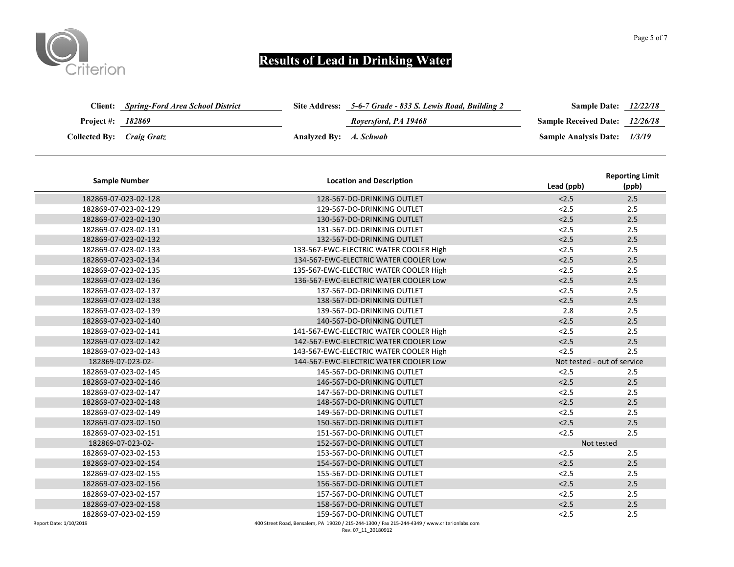Criterion

# Results of Lead in Drinking Water

**Client:** *Spring-Ford Area School District*
**Project #:** *182869*
**Collected By:** *Craig Gratz*

**Site Address:** *5-6-7 Grade - 833 S. Lewis Road, Building 2*
*Royersford, PA 19468*
**Analyzed By:** *A. Schwab*

**Sample Date:** *12/22/18*
**Sample Received Date:** *12/26/18*
**Sample Analysis Date:** *1/3/19*

| Sample Number | Location and Description | Lead (ppb) | Reporting Limit (ppb) |
|---|---|---|---|
| 182869-07-023-02-128 | 128-567-DO-DRINKING OUTLET | <2.5 | 2.5 |
| 182869-07-023-02-129 | 129-567-DO-DRINKING OUTLET | <2.5 | 2.5 |
| 182869-07-023-02-130 | 130-567-DO-DRINKING OUTLET | <2.5 | 2.5 |
| 182869-07-023-02-131 | 131-567-DO-DRINKING OUTLET | <2.5 | 2.5 |
| 182869-07-023-02-132 | 132-567-DO-DRINKING OUTLET | <2.5 | 2.5 |
| 182869-07-023-02-133 | 133-567-EWC-ELECTRIC WATER COOLER High | <2.5 | 2.5 |
| 182869-07-023-02-134 | 134-567-EWC-ELECTRIC WATER COOLER Low | <2.5 | 2.5 |
| 182869-07-023-02-135 | 135-567-EWC-ELECTRIC WATER COOLER High | <2.5 | 2.5 |
| 182869-07-023-02-136 | 136-567-EWC-ELECTRIC WATER COOLER Low | <2.5 | 2.5 |
| 182869-07-023-02-137 | 137-567-DO-DRINKING OUTLET | <2.5 | 2.5 |
| 182869-07-023-02-138 | 138-567-DO-DRINKING OUTLET | <2.5 | 2.5 |
| 182869-07-023-02-139 | 139-567-DO-DRINKING OUTLET | 2.8 | 2.5 |
| 182869-07-023-02-140 | 140-567-DO-DRINKING OUTLET | <2.5 | 2.5 |
| 182869-07-023-02-141 | 141-567-EWC-ELECTRIC WATER COOLER High | <2.5 | 2.5 |
| 182869-07-023-02-142 | 142-567-EWC-ELECTRIC WATER COOLER Low | <2.5 | 2.5 |
| 182869-07-023-02-143 | 143-567-EWC-ELECTRIC WATER COOLER High | <2.5 | 2.5 |
| 182869-07-023-02- | 144-567-EWC-ELECTRIC WATER COOLER Low | Not tested - out of service | |
| 182869-07-023-02-145 | 145-567-DO-DRINKING OUTLET | <2.5 | 2.5 |
| 182869-07-023-02-146 | 146-567-DO-DRINKING OUTLET | <2.5 | 2.5 |
| 182869-07-023-02-147 | 147-567-DO-DRINKING OUTLET | <2.5 | 2.5 |
| 182869-07-023-02-148 | 148-567-DO-DRINKING OUTLET | <2.5 | 2.5 |
| 182869-07-023-02-149 | 149-567-DO-DRINKING OUTLET | <2.5 | 2.5 |
| 182869-07-023-02-150 | 150-567-DO-DRINKING OUTLET | <2.5 | 2.5 |
| 182869-07-023-02-151 | 151-567-DO-DRINKING OUTLET | <2.5 | 2.5 |
| 182869-07-023-02- | 152-567-DO-DRINKING OUTLET | Not tested | |
| 182869-07-023-02-153 | 153-567-DO-DRINKING OUTLET | <2.5 | 2.5 |
| 182869-07-023-02-154 | 154-567-DO-DRINKING OUTLET | <2.5 | 2.5 |
| 182869-07-023-02-155 | 155-567-DO-DRINKING OUTLET | <2.5 | 2.5 |
| 182869-07-023-02-156 | 156-567-DO-DRINKING OUTLET | <2.5 | 2.5 |
| 182869-07-023-02-157 | 157-567-DO-DRINKING OUTLET | <2.5 | 2.5 |
| 182869-07-023-02-158 | 158-567-DO-DRINKING OUTLET | <2.5 | 2.5 |
| 182869-07-023-02-159 | 159-567-DO-DRINKING OUTLET | <2.5 | 2.5 |

Report Date: 1/10/2019

400 Street Road, Bensalem, PA 19020 / 215-244-1300 / Fax 215-244-4349 / www.criterionlabs.com
Rev. 07_11_20180912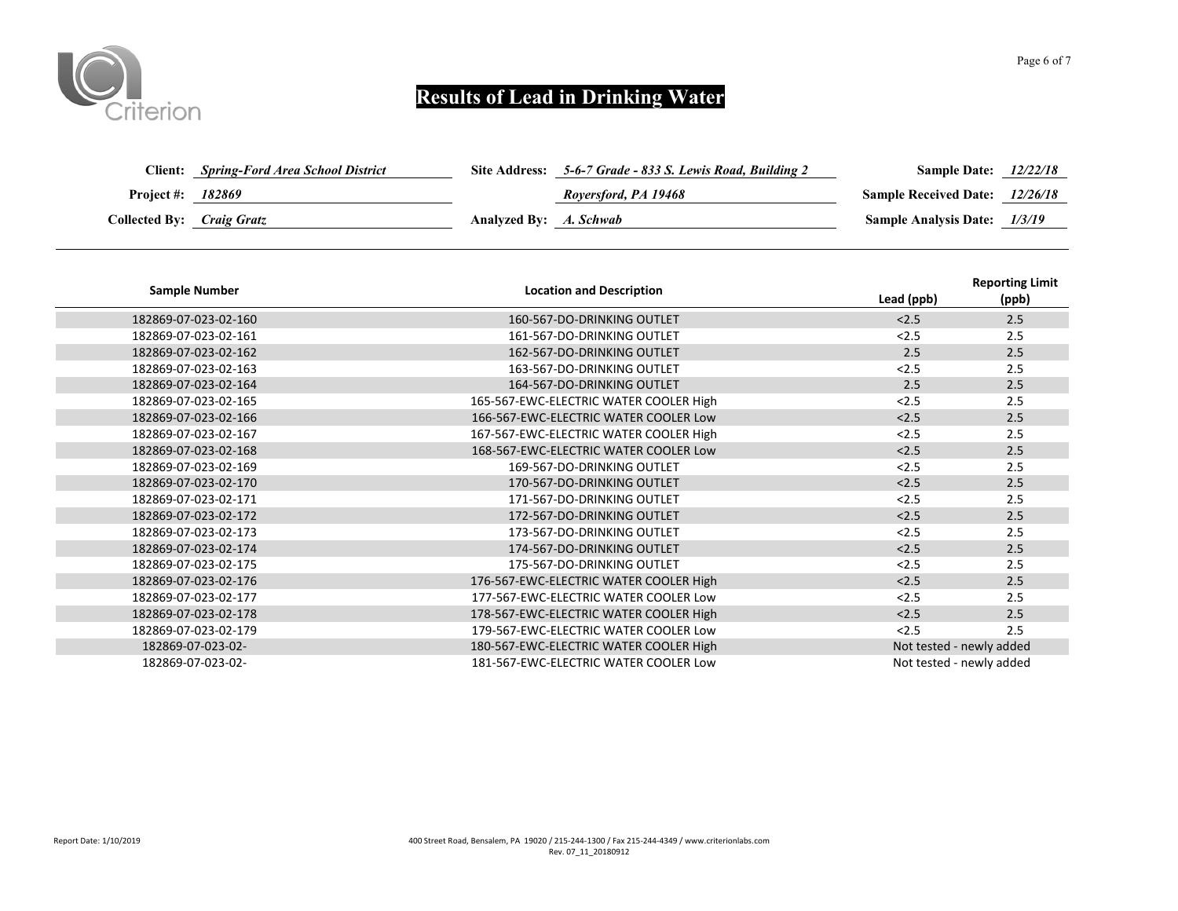# Results of Lead in Drinking Water

**Client:** *Spring-Ford Area School District*
**Project #:** *182869*
**Collected By:** *Craig Gratz*

**Site Address:** *5-6-7 Grade - 833 S. Lewis Road, Building 2*
*Royersford, PA 19468*
**Analyzed By:** *A. Schwab*

**Sample Date:** *12/22/18*
**Sample Received Date:** *12/26/18*
**Sample Analysis Date:** *1/3/19*

| Sample Number | Location and Description | Lead (ppb) | Reporting Limit (ppb) |
|---|---|---|---|
| 182869-07-023-02-160 | 160-567-DO-DRINKING OUTLET | <2.5 | 2.5 |
| 182869-07-023-02-161 | 161-567-DO-DRINKING OUTLET | <2.5 | 2.5 |
| 182869-07-023-02-162 | 162-567-DO-DRINKING OUTLET | 2.5 | 2.5 |
| 182869-07-023-02-163 | 163-567-DO-DRINKING OUTLET | <2.5 | 2.5 |
| 182869-07-023-02-164 | 164-567-DO-DRINKING OUTLET | 2.5 | 2.5 |
| 182869-07-023-02-165 | 165-567-EWC-ELECTRIC WATER COOLER High | <2.5 | 2.5 |
| 182869-07-023-02-166 | 166-567-EWC-ELECTRIC WATER COOLER Low | <2.5 | 2.5 |
| 182869-07-023-02-167 | 167-567-EWC-ELECTRIC WATER COOLER High | <2.5 | 2.5 |
| 182869-07-023-02-168 | 168-567-EWC-ELECTRIC WATER COOLER Low | <2.5 | 2.5 |
| 182869-07-023-02-169 | 169-567-DO-DRINKING OUTLET | <2.5 | 2.5 |
| 182869-07-023-02-170 | 170-567-DO-DRINKING OUTLET | <2.5 | 2.5 |
| 182869-07-023-02-171 | 171-567-DO-DRINKING OUTLET | <2.5 | 2.5 |
| 182869-07-023-02-172 | 172-567-DO-DRINKING OUTLET | <2.5 | 2.5 |
| 182869-07-023-02-173 | 173-567-DO-DRINKING OUTLET | <2.5 | 2.5 |
| 182869-07-023-02-174 | 174-567-DO-DRINKING OUTLET | <2.5 | 2.5 |
| 182869-07-023-02-175 | 175-567-DO-DRINKING OUTLET | <2.5 | 2.5 |
| 182869-07-023-02-176 | 176-567-EWC-ELECTRIC WATER COOLER High | <2.5 | 2.5 |
| 182869-07-023-02-177 | 177-567-EWC-ELECTRIC WATER COOLER Low | <2.5 | 2.5 |
| 182869-07-023-02-178 | 178-567-EWC-ELECTRIC WATER COOLER High | <2.5 | 2.5 |
| 182869-07-023-02-179 | 179-567-EWC-ELECTRIC WATER COOLER Low | <2.5 | 2.5 |
| 182869-07-023-02- | 180-567-EWC-ELECTRIC WATER COOLER High | Not tested - newly added | |
| 182869-07-023-02- | 181-567-EWC-ELECTRIC WATER COOLER Low | Not tested - newly added | |

Report Date: 1/10/2019

400 Street Road, Bensalem, PA 19020 / 215-244-1300 / Fax 215-244-4349 / www.criterionlabs.com
Rev. 07_11_20180912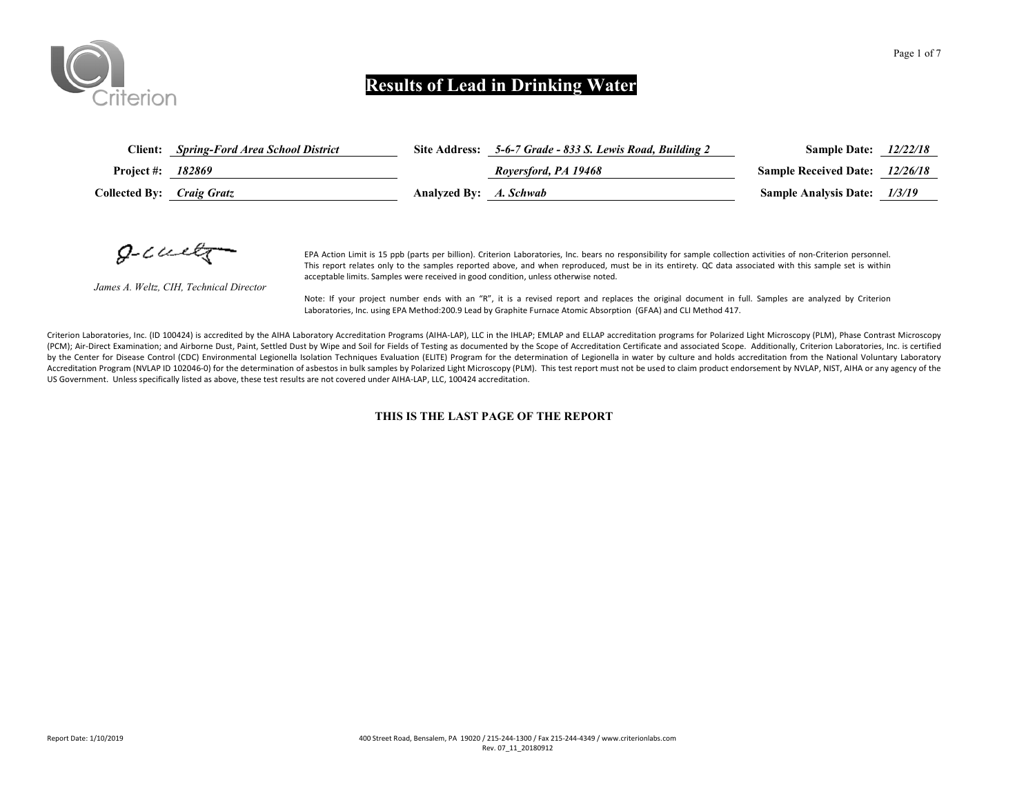# Results of Lead in Drinking Water

| | | | | | |
|---|---|---|---|---|---|
| **Client:** | *Spring-Ford Area School District* | **Site Address:** | *5-6-7 Grade - 833 S. Lewis Road, Building 2* | **Sample Date:** | *12/22/18* |
| **Project #:** | *182869* | | *Royersford, PA 19468* | **Sample Received Date:** | *12/26/18* |
| **Collected By:** | *Craig Gratz* | **Analyzed By:** | *A. Schwab* | **Sample Analysis Date:** | *1/3/19* |

*James A. Weltz, CIH, Technical Director*

EPA Action Limit is 15 ppb (parts per billion). Criterion Laboratories, Inc. bears no responsibility for sample collection activities of non-Criterion personnel. This report relates only to the samples reported above, and when reproduced, must be in its entirety. QC data associated with this sample set is within acceptable limits. Samples were received in good condition, unless otherwise noted.

Note: If your project number ends with an "R", it is a revised report and replaces the original document in full. Samples are analyzed by Criterion Laboratories, Inc. using EPA Method:200.9 Lead by Graphite Furnace Atomic Absorption (GFAA) and CLI Method 417.

Criterion Laboratories, Inc. (ID 100424) is accredited by the AIHA Laboratory Accreditation Programs (AIHA-LAP), LLC in the IHLAP; EMLAP and ELLAP accreditation programs for Polarized Light Microscopy (PLM), Phase Contrast Microscopy (PCM); Air-Direct Examination; and Airborne Dust, Paint, Settled Dust by Wipe and Soil for Fields of Testing as documented by the Scope of Accreditation Certificate and associated Scope. Additionally, Criterion Laboratories, Inc. is certified by the Center for Disease Control (CDC) Environmental Legionella Isolation Techniques Evaluation (ELITE) Program for the determination of Legionella in water by culture and holds accreditation from the National Voluntary Laboratory Accreditation Program (NVLAP ID 102046-0) for the determination of asbestos in bulk samples by Polarized Light Microscopy (PLM). This test report must not be used to claim product endorsement by NVLAP, NIST, AIHA or any agency of the US Government. Unless specifically listed as above, these test results are not covered under AIHA-LAP, LLC, 100424 accreditation.

**THIS IS THE LAST PAGE OF THE REPORT**

Report Date: 1/10/2019

400 Street Road, Bensalem, PA 19020 / 215-244-1300 / Fax 215-244-4349 / www.criterionlabs.com
Rev. 07_11_20180912